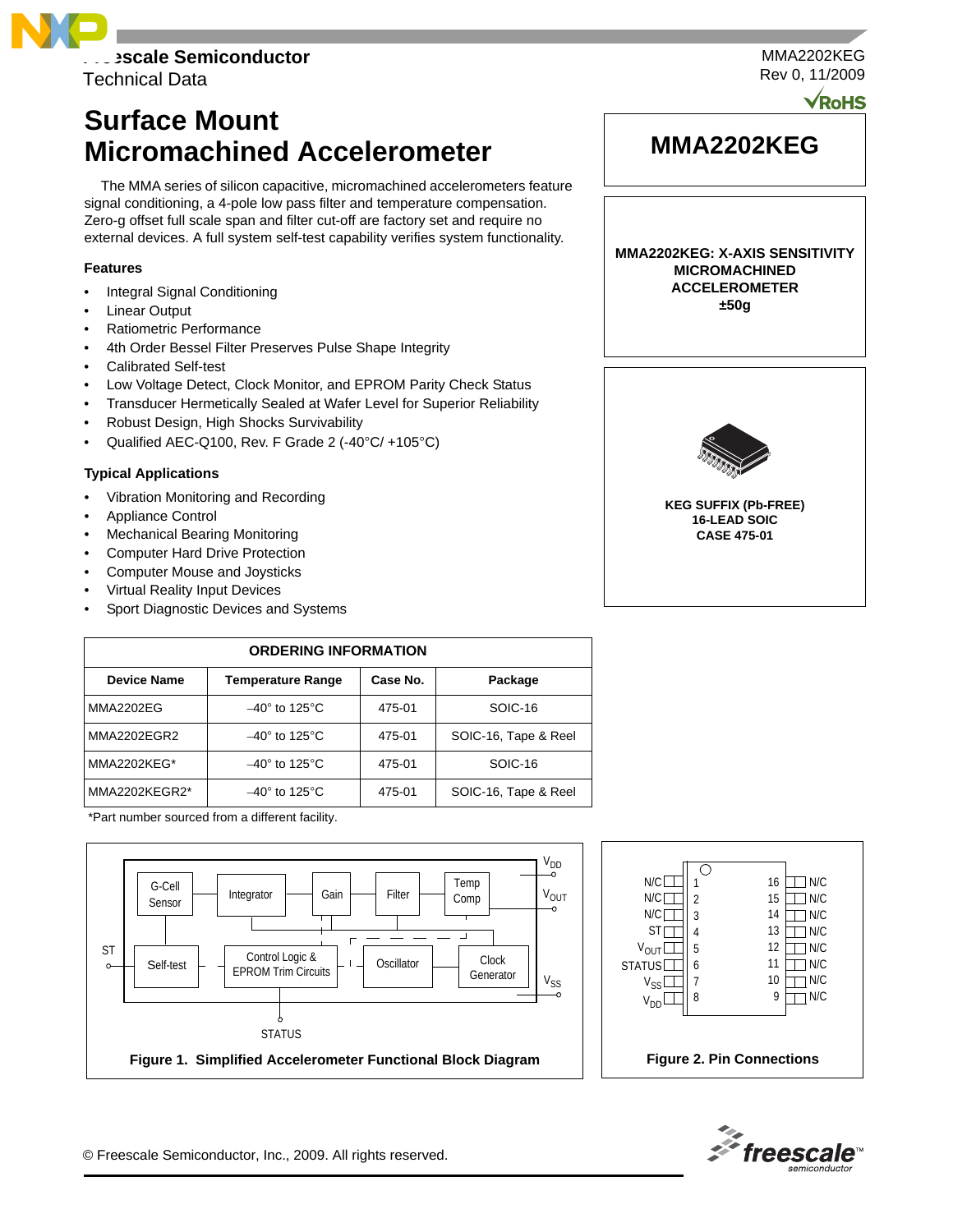Freescale Semiconductor
Technical Data

MMA2202KEG
Rev 0, 11/2009

# Surface Mount Micromachined Accelerometer

The MMA series of silicon capacitive, micromachined accelerometers feature signal conditioning, a 4-pole low pass filter and temperature compensation. Zero-g offset full scale span and filter cut-off are factory set and require no external devices. A full system self-test capability verifies system functionality.

## MMA2202KEG

**MMA2202KEG: X-AXIS SENSITIVITY MICROMACHINED ACCELEROMETER ±50g**

**KEG SUFFIX (Pb-FREE)**
**16-LEAD SOIC**
**CASE 475-01**

### Features

- Integral Signal Conditioning
- Linear Output
- Ratiometric Performance
- 4th Order Bessel Filter Preserves Pulse Shape Integrity
- Calibrated Self-test
- Low Voltage Detect, Clock Monitor, and EPROM Parity Check Status
- Transducer Hermetically Sealed at Wafer Level for Superior Reliability
- Robust Design, High Shocks Survivability
- Qualified AEC-Q100, Rev. F Grade 2 (-40°C/ +105°C)

### Typical Applications

- Vibration Monitoring and Recording
- Appliance Control
- Mechanical Bearing Monitoring
- Computer Hard Drive Protection
- Computer Mouse and Joysticks
- Virtual Reality Input Devices
- Sport Diagnostic Devices and Systems

**ORDERING INFORMATION**

| Device Name | Temperature Range | Case No. | Package |
|---|---|---|---|
| MMA2202EG | –40° to 125°C | 475-01 | SOIC-16 |
| MMA2202EGR2 | –40° to 125°C | 475-01 | SOIC-16, Tape & Reel |
| MMA2202KEG* | –40° to 125°C | 475-01 | SOIC-16 |
| MMA2202KEGR2* | –40° to 125°C | 475-01 | SOIC-16, Tape & Reel |

*Part number sourced from a different facility.

G-Cell Sensor, Integrator, Gain, Filter, Temp Comp, $V_{DD}$, $V_{OUT}$, ST, Self-test, Control Logic & EPROM Trim Circuits, Oscillator, Clock Generator, $V_{SS}$, STATUS

**Figure 1. Simplified Accelerometer Functional Block Diagram**

| Pin | Name | Pin | Name |
|---|---|---|---|
| 1 | N/C | 16 | N/C |
| 2 | N/C | 15 | N/C |
| 3 | N/C | 14 | N/C |
| 4 | ST | 13 | N/C |
| 5 | $V_{OUT}$ | 12 | N/C |
| 6 | STATUS | 11 | N/C |
| 7 | $V_{SS}$ | 10 | N/C |
| 8 | $V_{DD}$ | 9 | N/C |

**Figure 2. Pin Connections**

© Freescale Semiconductor, Inc., 2009. All rights reserved.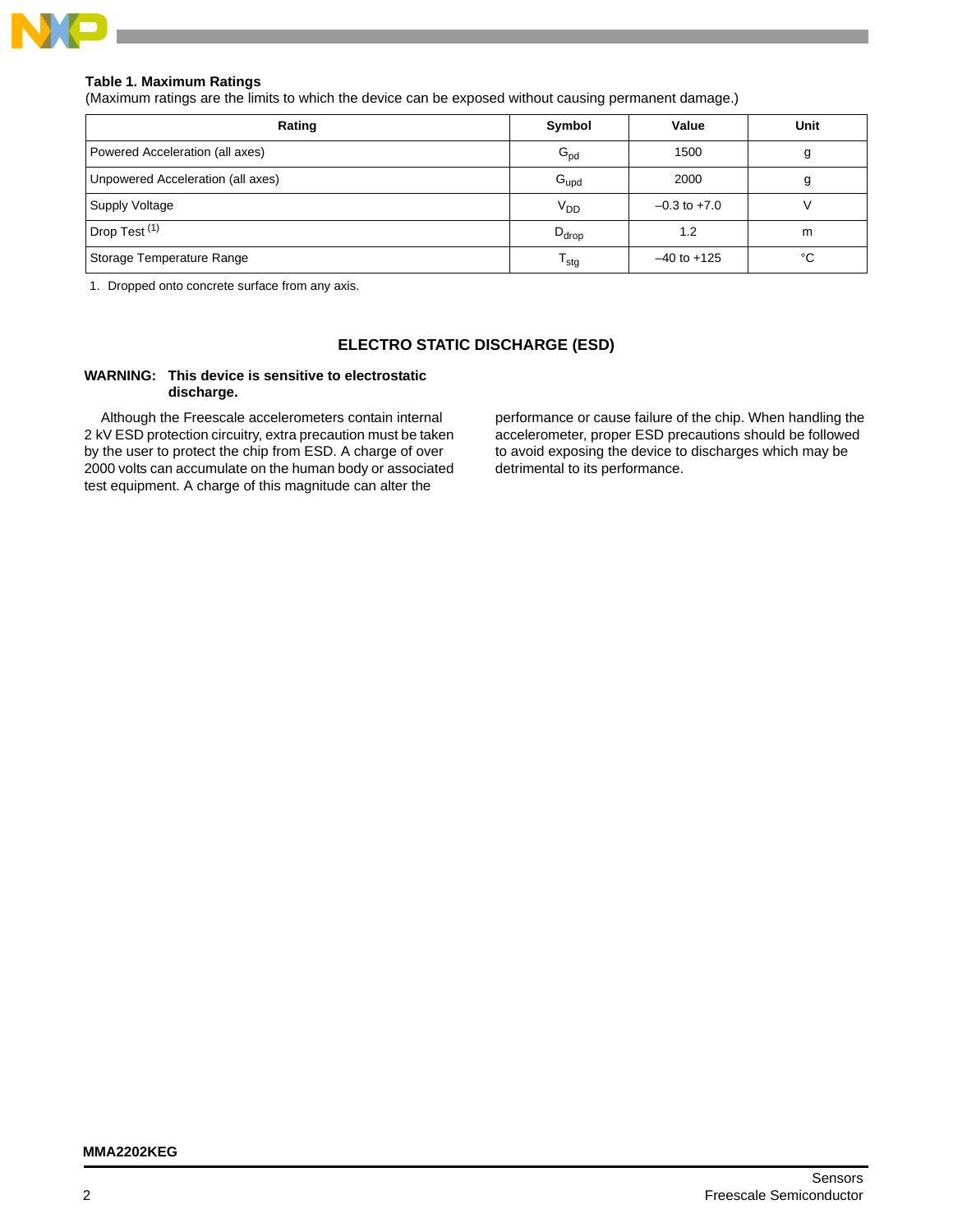**Table 1. Maximum Ratings**

(Maximum ratings are the limits to which the device can be exposed without causing permanent damage.)

| Rating | Symbol | Value | Unit |
|---|---|---|---|
| Powered Acceleration (all axes) | $G_{pd}$ | 1500 | g |
| Unpowered Acceleration (all axes) | $G_{upd}$ | 2000 | g |
| Supply Voltage | $V_{DD}$ | –0.3 to +7.0 | V |
| Drop Test [1] | $D_{drop}$ | 1.2 | m |
| Storage Temperature Range | $T_{stg}$ | –40 to +125 | °C |

1. Dropped onto concrete surface from any axis.

## ELECTRO STATIC DISCHARGE (ESD)

**WARNING: This device is sensitive to electrostatic discharge.**

Although the Freescale accelerometers contain internal 2 kV ESD protection circuitry, extra precaution must be taken by the user to protect the chip from ESD. A charge of over 2000 volts can accumulate on the human body or associated test equipment. A charge of this magnitude can alter the performance or cause failure of the chip. When handling the accelerometer, proper ESD precautions should be followed to avoid exposing the device to discharges which may be detrimental to its performance.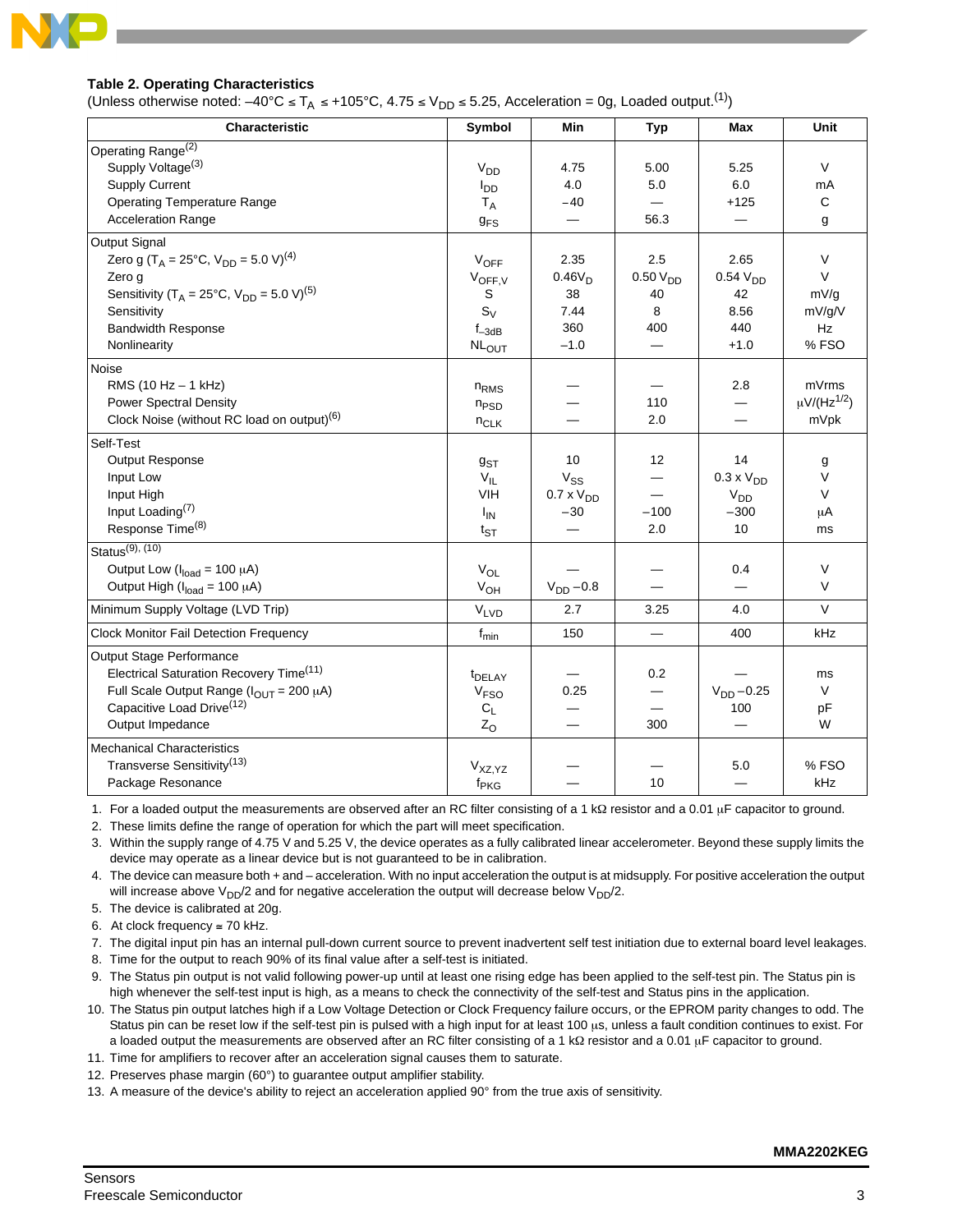**Table 2. Operating Characteristics**

(Unless otherwise noted: $-40°C \le T_A \le +105°C$, $4.75 \le V_{DD} \le 5.25$, Acceleration = 0g, Loaded output.[1])

| Characteristic | Symbol | Min | Typ | Max | Unit |
|---|---|---|---|---|---|
| **Operating Range**[2] | | | | | |
| Supply Voltage[3] | $V_{DD}$ | 4.75 | 5.00 | 5.25 | V |
| Supply Current | $I_{DD}$ | 4.0 | 5.0 | 6.0 | mA |
| Operating Temperature Range | $T_A$ | −40 | — | +125 | C |
| Acceleration Range | $g_{FS}$ | — | 56.3 | — | g |
| **Output Signal** | | | | | |
| Zero g ($T_A$ = 25°C, $V_{DD}$ = 5.0 V)[4] | $V_{OFF}$ | 2.35 | 2.5 | 2.65 | V |
| Zero g | $V_{OFF,V}$ | $0.46V_D$ | $0.50\ V_{DD}$ | $0.54\ V_{DD}$ | V |
| Sensitivity ($T_A$ = 25°C, $V_{DD}$ = 5.0 V)[5] | S | 38 | 40 | 42 | mV/g |
| Sensitivity | $S_V$ | 7.44 | 8 | 8.56 | mV/g/V |
| Bandwidth Response | $f_{-3dB}$ | 360 | 400 | 440 | Hz |
| Nonlinearity | $NL_{OUT}$ | −1.0 | — | +1.0 | % FSO |
| **Noise** | | | | | |
| RMS (10 Hz – 1 kHz) | $n_{RMS}$ | — | — | 2.8 | mVrms |
| Power Spectral Density | $n_{PSD}$ | — | 110 | — | $\mu V/(Hz^{1/2})$ |
| Clock Noise (without RC load on output)[6] | $n_{CLK}$ | — | 2.0 | — | mVpk |
| **Self-Test** | | | | | |
| Output Response | $g_{ST}$ | 10 | 12 | 14 | g |
| Input Low | $V_{IL}$ | $V_{SS}$ | — | $0.3 \times V_{DD}$ | V |
| Input High | VIH | $0.7 \times V_{DD}$ | — | $V_{DD}$ | V |
| Input Loading[7] | $I_{IN}$ | −30 | −100 | −300 | µA |
| Response Time[8] | $t_{ST}$ | — | 2.0 | 10 | ms |
| **Status**[9], [10] | | | | | |
| Output Low ($I_{load}$ = 100 µA) | $V_{OL}$ | — | — | 0.4 | V |
| Output High ($I_{load}$ = 100 µA) | $V_{OH}$ | $V_{DD} - 0.8$ | — | — | V |
| Minimum Supply Voltage (LVD Trip) | $V_{LVD}$ | 2.7 | 3.25 | 4.0 | V |
| Clock Monitor Fail Detection Frequency | $f_{min}$ | 150 | — | 400 | kHz |
| **Output Stage Performance** | | | | | |
| Electrical Saturation Recovery Time[11] | $t_{DELAY}$ | — | 0.2 | — | ms |
| Full Scale Output Range ($I_{OUT}$ = 200 µA) | $V_{FSO}$ | 0.25 | — | $V_{DD} - 0.25$ | V |
| Capacitive Load Drive[12] | $C_L$ | — | — | 100 | pF |
| Output Impedance | $Z_O$ | — | 300 | — | W |
| **Mechanical Characteristics** | | | | | |
| Transverse Sensitivity[13] | $V_{XZ,YZ}$ | — | — | 5.0 | % FSO |
| Package Resonance | $f_{PKG}$ | — | 10 | — | kHz |

1. For a loaded output the measurements are observed after an RC filter consisting of a 1 kΩ resistor and a 0.01 µF capacitor to ground.
2. These limits define the range of operation for which the part will meet specification.
3. Within the supply range of 4.75 V and 5.25 V, the device operates as a fully calibrated linear accelerometer. Beyond these supply limits the device may operate as a linear device but is not guaranteed to be in calibration.
4. The device can measure both + and – acceleration. With no input acceleration the output is at midsupply. For positive acceleration the output will increase above $V_{DD}/2$ and for negative acceleration the output will decrease below $V_{DD}/2$.
5. The device is calibrated at 20g.
6. At clock frequency ≅ 70 kHz.
7. The digital input pin has an internal pull-down current source to prevent inadvertent self test initiation due to external board level leakages.
8. Time for the output to reach 90% of its final value after a self-test is initiated.
9. The Status pin output is not valid following power-up until at least one rising edge has been applied to the self-test pin. The Status pin is high whenever the self-test input is high, as a means to check the connectivity of the self-test and Status pins in the application.
10. The Status pin output latches high if a Low Voltage Detection or Clock Frequency failure occurs, or the EPROM parity changes to odd. The Status pin can be reset low if the self-test pin is pulsed with a high input for at least 100 µs, unless a fault condition continues to exist. For a loaded output the measurements are observed after an RC filter consisting of a 1 kΩ resistor and a 0.01 µF capacitor to ground.
11. Time for amplifiers to recover after an acceleration signal causes them to saturate.
12. Preserves phase margin (60°) to guarantee output amplifier stability.
13. A measure of the device's ability to reject an acceleration applied 90° from the true axis of sensitivity.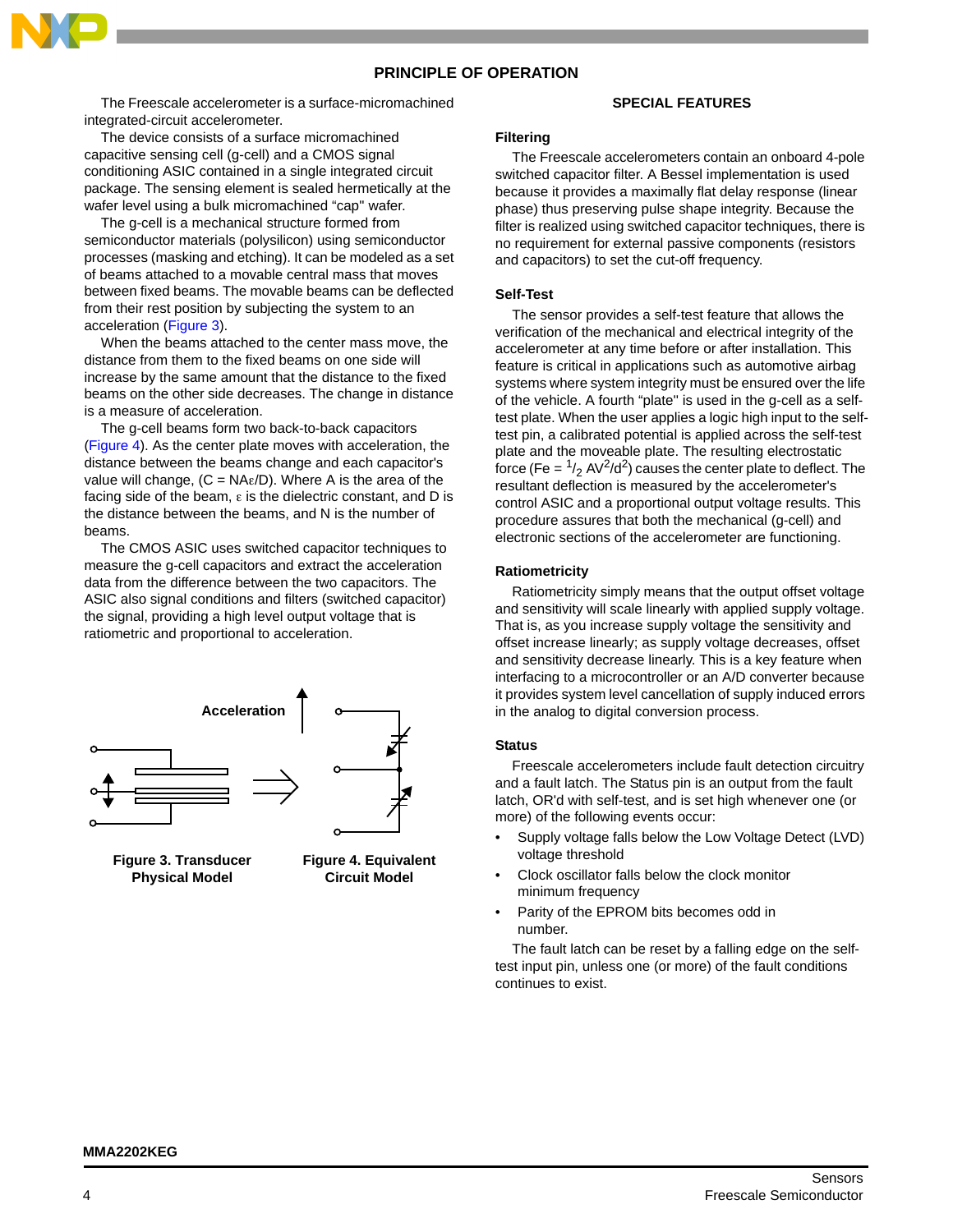## PRINCIPLE OF OPERATION

The Freescale accelerometer is a surface-micromachined integrated-circuit accelerometer.

The device consists of a surface micromachined capacitive sensing cell (g-cell) and a CMOS signal conditioning ASIC contained in a single integrated circuit package. The sensing element is sealed hermetically at the wafer level using a bulk micromachined "cap" wafer.

The g-cell is a mechanical structure formed from semiconductor materials (polysilicon) using semiconductor processes (masking and etching). It can be modeled as a set of beams attached to a movable central mass that moves between fixed beams. The movable beams can be deflected from their rest position by subjecting the system to an acceleration (Figure 3).

When the beams attached to the center mass move, the distance from them to the fixed beams on one side will increase by the same amount that the distance to the fixed beams on the other side decreases. The change in distance is a measure of acceleration.

The g-cell beams form two back-to-back capacitors (Figure 4). As the center plate moves with acceleration, the distance between the beams change and each capacitor's value will change, ($C = NA\varepsilon/D$). Where A is the area of the facing side of the beam, $\varepsilon$ is the dielectric constant, and D is the distance between the beams, and N is the number of beams.

The CMOS ASIC uses switched capacitor techniques to measure the g-cell capacitors and extract the acceleration data from the difference between the two capacitors. The ASIC also signal conditions and filters (switched capacitor) the signal, providing a high level output voltage that is ratiometric and proportional to acceleration.

Acceleration

**Figure 3. Transducer Physical Model**

**Figure 4. Equivalent Circuit Model**

### SPECIAL FEATURES

#### Filtering

The Freescale accelerometers contain an onboard 4-pole switched capacitor filter. A Bessel implementation is used because it provides a maximally flat delay response (linear phase) thus preserving pulse shape integrity. Because the filter is realized using switched capacitor techniques, there is no requirement for external passive components (resistors and capacitors) to set the cut-off frequency.

#### Self-Test

The sensor provides a self-test feature that allows the verification of the mechanical and electrical integrity of the accelerometer at any time before or after installation. This feature is critical in applications such as automotive airbag systems where system integrity must be ensured over the life of the vehicle. A fourth "plate" is used in the g-cell as a self-test plate. When the user applies a logic high input to the self-test pin, a calibrated potential is applied across the self-test plate and the moveable plate. The resulting electrostatic force ($Fe = \frac{1}{2} AV^2/d^2$) causes the center plate to deflect. The resultant deflection is measured by the accelerometer's control ASIC and a proportional output voltage results. This procedure assures that both the mechanical (g-cell) and electronic sections of the accelerometer are functioning.

#### Ratiometricity

Ratiometricity simply means that the output offset voltage and sensitivity will scale linearly with applied supply voltage. That is, as you increase supply voltage the sensitivity and offset increase linearly; as supply voltage decreases, offset and sensitivity decrease linearly. This is a key feature when interfacing to a microcontroller or an A/D converter because it provides system level cancellation of supply induced errors in the analog to digital conversion process.

#### Status

Freescale accelerometers include fault detection circuitry and a fault latch. The Status pin is an output from the fault latch, OR'd with self-test, and is set high whenever one (or more) of the following events occur:

- Supply voltage falls below the Low Voltage Detect (LVD) voltage threshold
- Clock oscillator falls below the clock monitor minimum frequency
- Parity of the EPROM bits becomes odd in number.

The fault latch can be reset by a falling edge on the self-test input pin, unless one (or more) of the fault conditions continues to exist.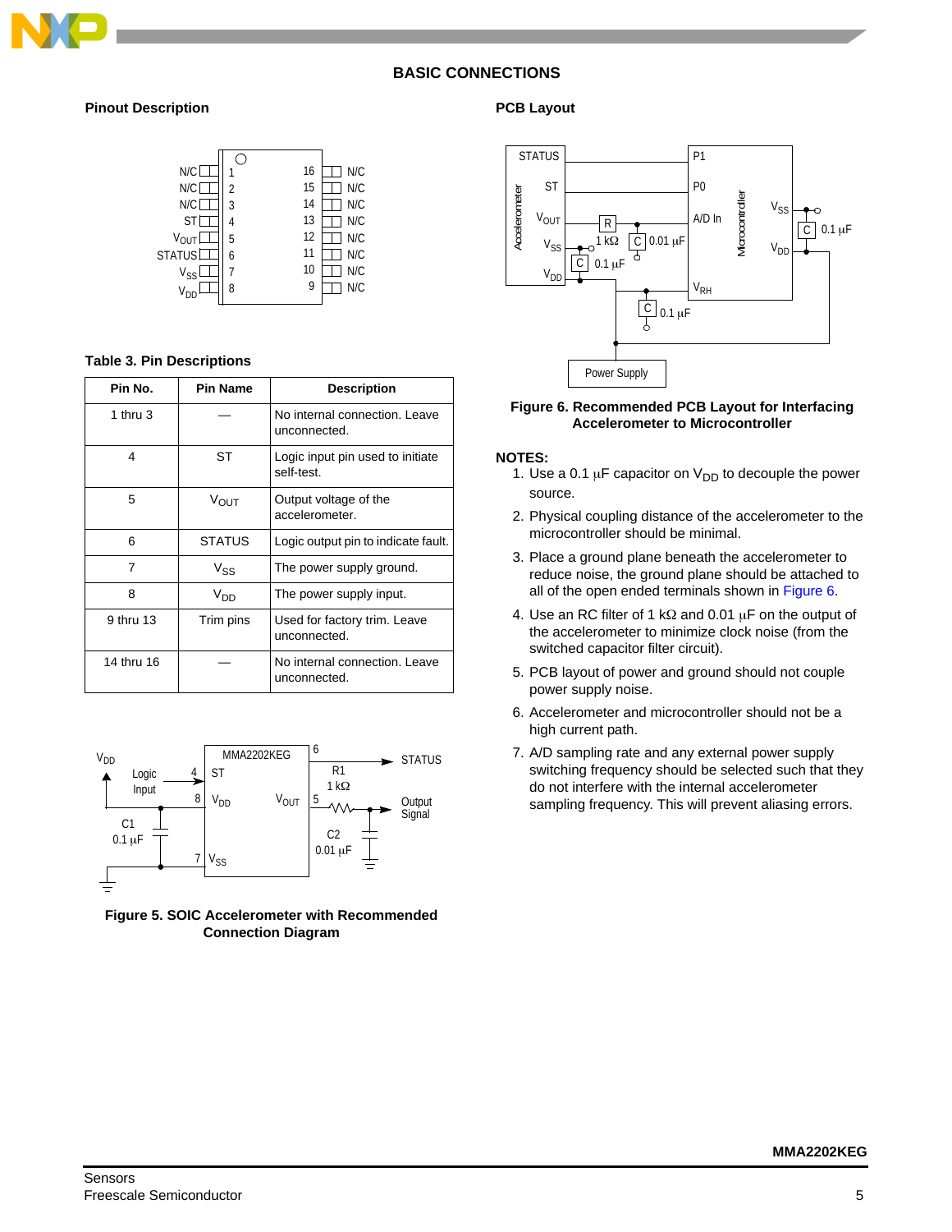## BASIC CONNECTIONS

### Pinout Description

### PCB Layout

Figure 6. Recommended PCB Layout for Interfacing Accelerometer to Microcontroller

**Table 3. Pin Descriptions**

| Pin No. | Pin Name | Description |
|---|---|---|
| 1 thru 3 | — | No internal connection. Leave unconnected. |
| 4 | ST | Logic input pin used to initiate self-test. |
| 5 | $V_{OUT}$ | Output voltage of the accelerometer. |
| 6 | STATUS | Logic output pin to indicate fault. |
| 7 | $V_{SS}$ | The power supply ground. |
| 8 | $V_{DD}$ | The power supply input. |
| 9 thru 13 | Trim pins | Used for factory trim. Leave unconnected. |
| 14 thru 16 | — | No internal connection. Leave unconnected. |

Figure 5. SOIC Accelerometer with Recommended Connection Diagram

**NOTES:**

1. Use a 0.1 μF capacitor on $V_{DD}$ to decouple the power source.
2. Physical coupling distance of the accelerometer to the microcontroller should be minimal.
3. Place a ground plane beneath the accelerometer to reduce noise, the ground plane should be attached to all of the open ended terminals shown in Figure 6.
4. Use an RC filter of 1 kΩ and 0.01 μF on the output of the accelerometer to minimize clock noise (from the switched capacitor filter circuit).
5. PCB layout of power and ground should not couple power supply noise.
6. Accelerometer and microcontroller should not be a high current path.
7. A/D sampling rate and any external power supply switching frequency should be selected such that they do not interfere with the internal accelerometer sampling frequency. This will prevent aliasing errors.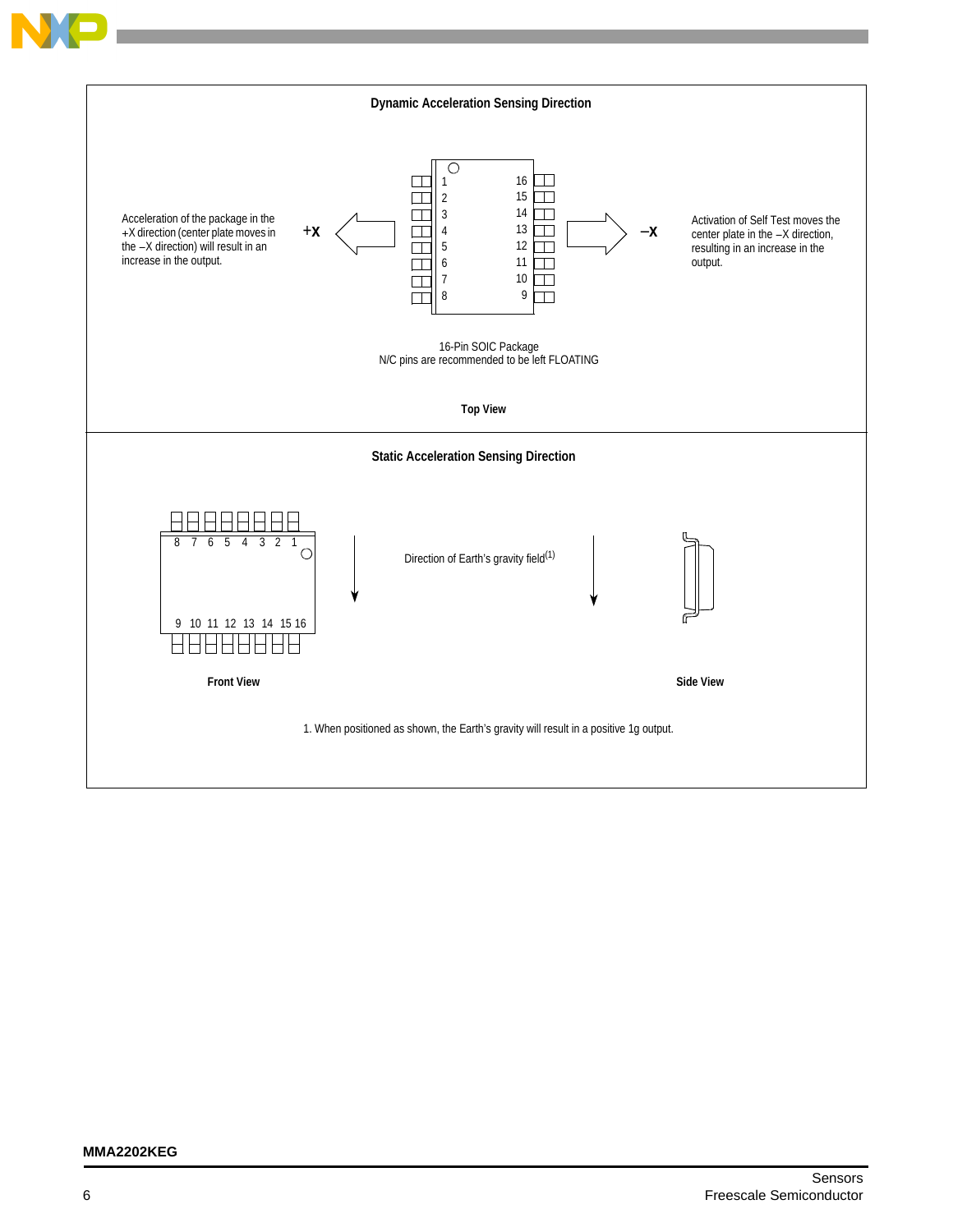**Dynamic Acceleration Sensing Direction**

Acceleration of the package in the +X direction (center plate moves in the −X direction) will result in an increase in the output.

+X

1 2 3 4 5 6 7 8

16 15 14 13 12 11 10 9

−X

Activation of Self Test moves the center plate in the −X direction, resulting in an increase in the output.

16-Pin SOIC Package
N/C pins are recommended to be left FLOATING

**Top View**

**Static Acceleration Sensing Direction**

8 7 6 5 4 3 2 1

9 10 11 12 13 14 15 16

Direction of Earth's gravity field(1)

**Front View**

**Side View**

1. When positioned as shown, the Earth's gravity will result in a positive 1g output.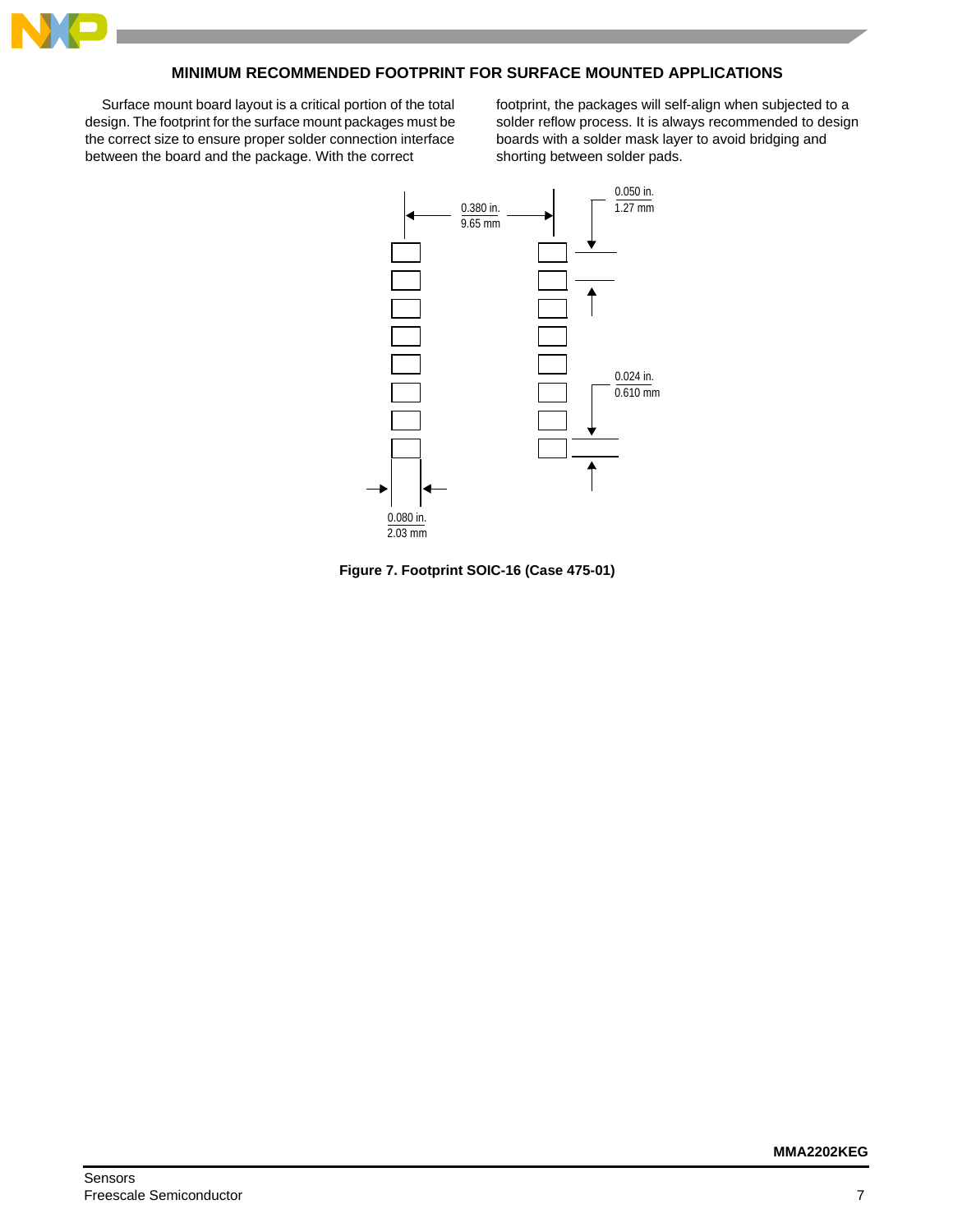## MINIMUM RECOMMENDED FOOTPRINT FOR SURFACE MOUNTED APPLICATIONS

Surface mount board layout is a critical portion of the total design. The footprint for the surface mount packages must be the correct size to ensure proper solder connection interface between the board and the package. With the correct footprint, the packages will self-align when subjected to a solder reflow process. It is always recommended to design boards with a solder mask layer to avoid bridging and shorting between solder pads.

0.380 in.
9.65 mm

0.050 in.
1.27 mm

0.024 in.
0.610 mm

0.080 in.
2.03 mm

**Figure 7. Footprint SOIC-16 (Case 475-01)**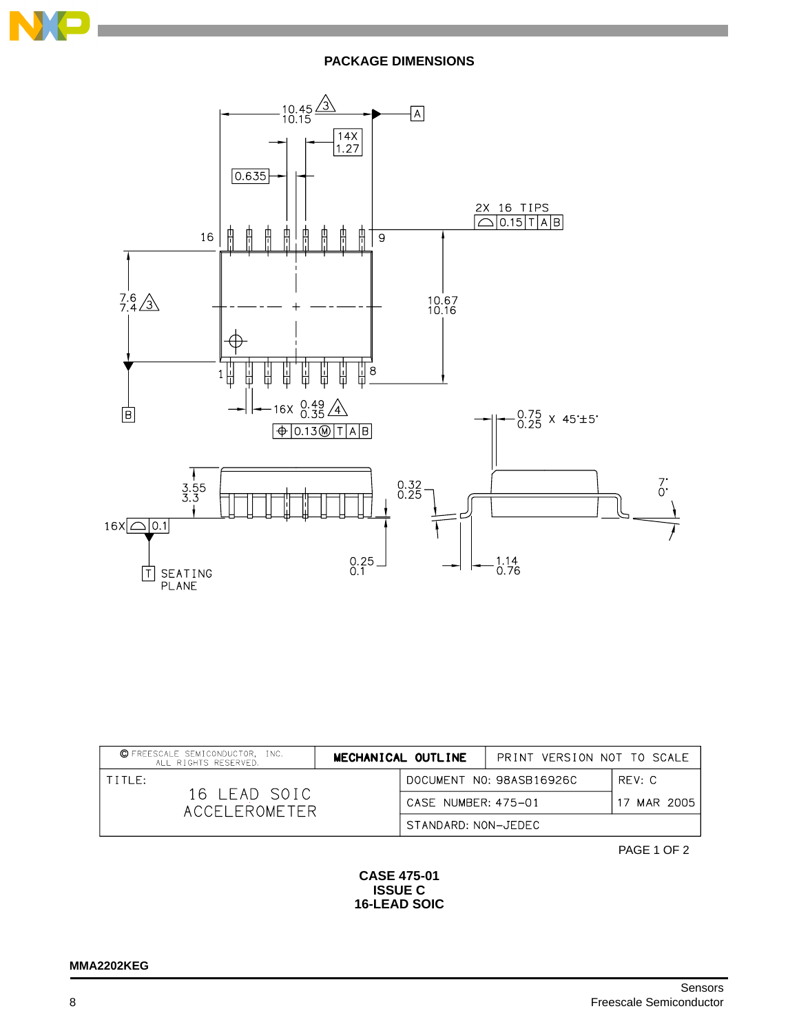## PACKAGE DIMENSIONS

| © FREESCALE SEMICONDUCTOR, INC. ALL RIGHTS RESERVED. | MECHANICAL OUTLINE | PRINT VERSION NOT TO SCALE |
|---|---|---|
| TITLE: 16 LEAD SOIC ACCELEROMETER | DOCUMENT NO: 98ASB16926C | REV: C |
| | CASE NUMBER: 475-01 | 17 MAR 2005 |
| | STANDARD: NON-JEDEC | |

PAGE 1 OF 2

**CASE 475-01**
**ISSUE C**
**16-LEAD SOIC**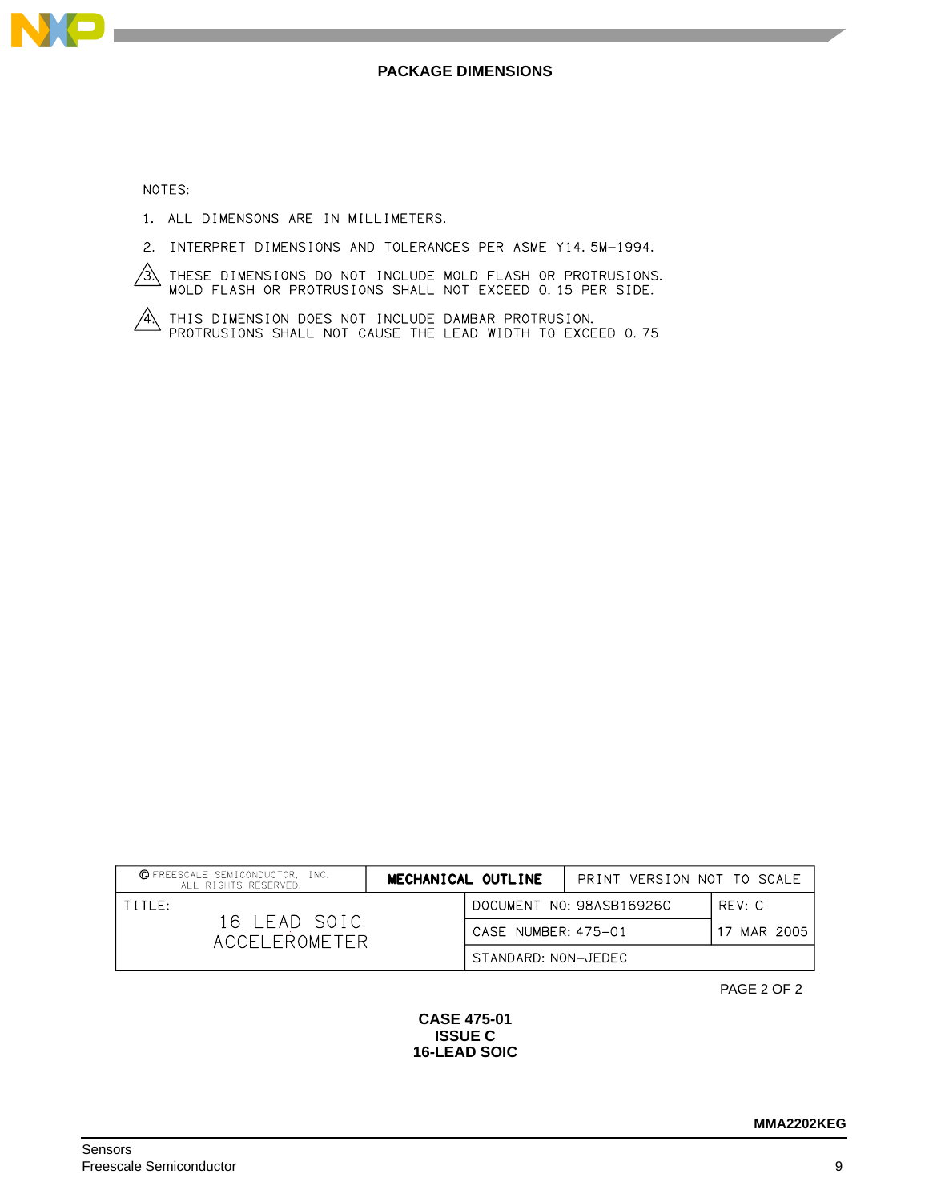## PACKAGE DIMENSIONS

NOTES:

1. ALL DIMENSONS ARE IN MILLIMETERS.
2. INTERPRET DIMENSIONS AND TOLERANCES PER ASME Y14.5M−1994.
3. THESE DIMENSIONS DO NOT INCLUDE MOLD FLASH OR PROTRUSIONS. MOLD FLASH OR PROTRUSIONS SHALL NOT EXCEED 0.15 PER SIDE.
4. THIS DIMENSION DOES NOT INCLUDE DAMBAR PROTRUSION. PROTRUSIONS SHALL NOT CAUSE THE LEAD WIDTH TO EXCEED 0.75

| © FREESCALE SEMICONDUCTOR, INC. ALL RIGHTS RESERVED. | **MECHANICAL OUTLINE** | PRINT VERSION NOT TO SCALE | |
|---|---|---|---|
| TITLE: 16 LEAD SOIC ACCELEROMETER | | DOCUMENT NO: 98ASB16926C | REV: C |
| | | CASE NUMBER: 475−01 | 17 MAR 2005 |
| | | STANDARD: NON−JEDEC | |

PAGE 2 OF 2

**CASE 475-01**
**ISSUE C**
**16-LEAD SOIC**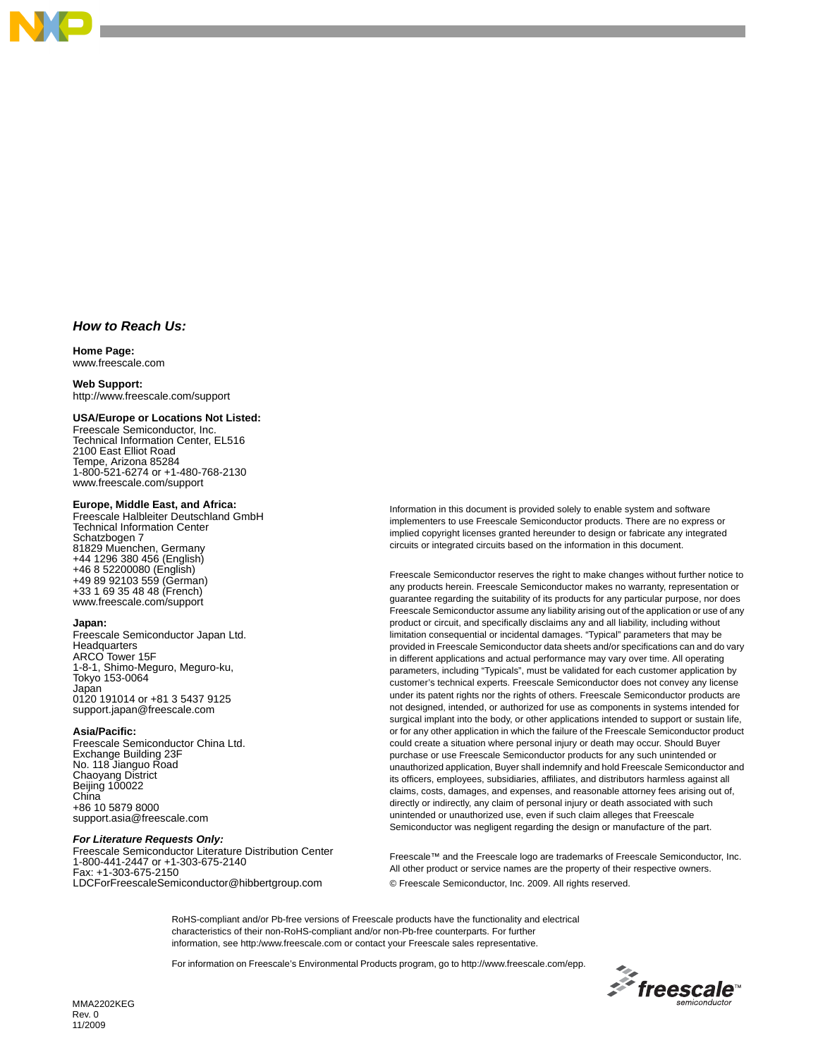### *How to Reach Us:*

**Home Page:**
www.freescale.com

**Web Support:**
http://www.freescale.com/support

**USA/Europe or Locations Not Listed:**
Freescale Semiconductor, Inc.
Technical Information Center, EL516
2100 East Elliot Road
Tempe, Arizona 85284
1-800-521-6274 or +1-480-768-2130
www.freescale.com/support

**Europe, Middle East, and Africa:**
Freescale Halbleiter Deutschland GmbH
Technical Information Center
Schatzbogen 7
81829 Muenchen, Germany
+44 1296 380 456 (English)
+46 8 52200080 (English)
+49 89 92103 559 (German)
+33 1 69 35 48 48 (French)
www.freescale.com/support

**Japan:**
Freescale Semiconductor Japan Ltd.
Headquarters
ARCO Tower 15F
1-8-1, Shimo-Meguro, Meguro-ku,
Tokyo 153-0064
Japan
0120 191014 or +81 3 5437 9125
support.japan@freescale.com

**Asia/Pacific:**
Freescale Semiconductor China Ltd.
Exchange Building 23F
No. 118 Jianguo Road
Chaoyang District
Beijing 100022
China
+86 10 5879 8000
support.asia@freescale.com

***For Literature Requests Only:***
Freescale Semiconductor Literature Distribution Center
1-800-441-2447 or +1-303-675-2140
Fax: +1-303-675-2150
LDCForFreescaleSemiconductor@hibbertgroup.com

Information in this document is provided solely to enable system and software implementers to use Freescale Semiconductor products. There are no express or implied copyright licenses granted hereunder to design or fabricate any integrated circuits or integrated circuits based on the information in this document.

Freescale Semiconductor reserves the right to make changes without further notice to any products herein. Freescale Semiconductor makes no warranty, representation or guarantee regarding the suitability of its products for any particular purpose, nor does Freescale Semiconductor assume any liability arising out of the application or use of any product or circuit, and specifically disclaims any and all liability, including without limitation consequential or incidental damages. "Typical" parameters that may be provided in Freescale Semiconductor data sheets and/or specifications can and do vary in different applications and actual performance may vary over time. All operating parameters, including "Typicals", must be validated for each customer application by customer's technical experts. Freescale Semiconductor does not convey any license under its patent rights nor the rights of others. Freescale Semiconductor products are not designed, intended, or authorized for use as components in systems intended for surgical implant into the body, or other applications intended to support or sustain life, or for any other application in which the failure of the Freescale Semiconductor product could create a situation where personal injury or death may occur. Should Buyer purchase or use Freescale Semiconductor products for any such unintended or unauthorized application, Buyer shall indemnify and hold Freescale Semiconductor and its officers, employees, subsidiaries, affiliates, and distributors harmless against all claims, costs, damages, and expenses, and reasonable attorney fees arising out of, directly or indirectly, any claim of personal injury or death associated with such unintended or unauthorized use, even if such claim alleges that Freescale Semiconductor was negligent regarding the design or manufacture of the part.

Freescale™ and the Freescale logo are trademarks of Freescale Semiconductor, Inc. All other product or service names are the property of their respective owners.
© Freescale Semiconductor, Inc. 2009. All rights reserved.

RoHS-compliant and/or Pb-free versions of Freescale products have the functionality and electrical characteristics of their non-RoHS-compliant and/or non-Pb-free counterparts. For further information, see http:/www.freescale.com or contact your Freescale sales representative.

For information on Freescale's Environmental Products program, go to http://www.freescale.com/epp.

MMA2202KEG
Rev. 0
11/2009